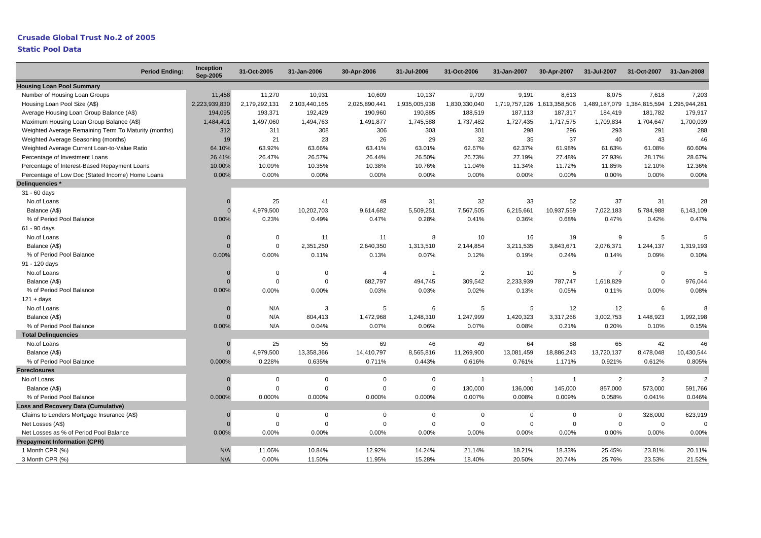# Crusade Global Trust No.2 of 2005

## Static Pool Data

| Period Ending: | Inception Sep-2005 | 31-Oct-2005 | 31-Jan-2006 | 30-Apr-2006 | 31-Jul-2006 | 31-Oct-2006 | 31-Jan-2007 | 30-Apr-2007 | 31-Jul-2007 | 31-Oct-2007 | 31-Jan-2008 |
|---|---|---|---|---|---|---|---|---|---|---|---|
| **Housing Loan Pool Summary** | | | | | | | | | | | |
| Number of Housing Loan Groups | 11,458 | 11,270 | 10,931 | 10,609 | 10,137 | 9,709 | 9,191 | 8,613 | 8,075 | 7,618 | 7,203 |
| Housing Loan Pool Size (A$) | 2,223,939,830 | 2,179,292,131 | 2,103,440,165 | 2,025,890,441 | 1,935,005,938 | 1,830,330,040 | 1,719,757,126 | 1,613,358,506 | 1,489,187,079 | 1,384,815,594 | 1,295,944,281 |
| Average Housing Loan Group Balance (A$) | 194,095 | 193,371 | 192,429 | 190,960 | 190,885 | 188,519 | 187,113 | 187,317 | 184,419 | 181,782 | 179,917 |
| Maximum Housing Loan Group Balance (A$) | 1,484,401 | 1,497,060 | 1,494,763 | 1,491,877 | 1,745,588 | 1,737,482 | 1,727,435 | 1,717,575 | 1,709,834 | 1,704,647 | 1,700,039 |
| Weighted Average Remaining Term To Maturity (months) | 312 | 311 | 308 | 306 | 303 | 301 | 298 | 296 | 293 | 291 | 288 |
| Weighted Average Seasoning (months) | 19 | 21 | 23 | 26 | 29 | 32 | 35 | 37 | 40 | 43 | 46 |
| Weighted Average Current Loan-to-Value Ratio | 64.10% | 63.92% | 63.66% | 63.41% | 63.01% | 62.67% | 62.37% | 61.98% | 61.63% | 61.08% | 60.60% |
| Percentage of Investment Loans | 26.41% | 26.47% | 26.57% | 26.44% | 26.50% | 26.73% | 27.19% | 27.48% | 27.93% | 28.17% | 28.67% |
| Percentage of Interest-Based Repayment Loans | 10.00% | 10.09% | 10.35% | 10.38% | 10.76% | 11.04% | 11.34% | 11.72% | 11.85% | 12.10% | 12.36% |
| Percentage of Low Doc (Stated Income) Home Loans | 0.00% | 0.00% | 0.00% | 0.00% | 0.00% | 0.00% | 0.00% | 0.00% | 0.00% | 0.00% | 0.00% |
| **Delinquencies *** | | | | | | | | | | | |
| 31 - 60 days | | | | | | | | | | | |
| No.of Loans | 0 | 25 | 41 | 49 | 31 | 32 | 33 | 52 | 37 | 31 | 28 |
| Balance (A$) | 0 | 4,979,500 | 10,202,703 | 9,614,682 | 5,509,251 | 7,567,505 | 6,215,661 | 10,937,559 | 7,022,183 | 5,784,988 | 6,143,109 |
| % of Period Pool Balance | 0.00% | 0.23% | 0.49% | 0.47% | 0.28% | 0.41% | 0.36% | 0.68% | 0.47% | 0.42% | 0.47% |
| 61 - 90 days | | | | | | | | | | | |
| No.of Loans | 0 | 0 | 11 | 11 | 8 | 10 | 16 | 19 | 9 | 5 | 5 |
| Balance (A$) | 0 | 0 | 2,351,250 | 2,640,350 | 1,313,510 | 2,144,854 | 3,211,535 | 3,843,671 | 2,076,371 | 1,244,137 | 1,319,193 |
| % of Period Pool Balance | 0.00% | 0.00% | 0.11% | 0.13% | 0.07% | 0.12% | 0.19% | 0.24% | 0.14% | 0.09% | 0.10% |
| 91 - 120 days | | | | | | | | | | | |
| No.of Loans | 0 | 0 | 0 | 4 | 1 | 2 | 10 | 5 | 7 | 0 | 5 |
| Balance (A$) | 0 | 0 | 0 | 682,797 | 494,745 | 309,542 | 2,233,939 | 787,747 | 1,618,829 | 0 | 976,044 |
| % of Period Pool Balance | 0.00% | 0.00% | 0.00% | 0.03% | 0.03% | 0.02% | 0.13% | 0.05% | 0.11% | 0.00% | 0.08% |
| 121 + days | | | | | | | | | | | |
| No.of Loans | 0 | N/A | 3 | 5 | 6 | 5 | 5 | 12 | 12 | 6 | 8 |
| Balance (A$) | 0 | N/A | 804,413 | 1,472,968 | 1,248,310 | 1,247,999 | 1,420,323 | 3,317,266 | 3,002,753 | 1,448,923 | 1,992,198 |
| % of Period Pool Balance | 0.00% | N/A | 0.04% | 0.07% | 0.06% | 0.07% | 0.08% | 0.21% | 0.20% | 0.10% | 0.15% |
| **Total Delinquencies** | | | | | | | | | | | |
| No.of Loans | 0 | 25 | 55 | 69 | 46 | 49 | 64 | 88 | 65 | 42 | 46 |
| Balance (A$) | 0 | 4,979,500 | 13,358,366 | 14,410,797 | 8,565,816 | 11,269,900 | 13,081,459 | 18,886,243 | 13,720,137 | 8,478,048 | 10,430,544 |
| % of Period Pool Balance | 0.000% | 0.228% | 0.635% | 0.711% | 0.443% | 0.616% | 0.761% | 1.171% | 0.921% | 0.612% | 0.805% |
| **Foreclosures** | | | | | | | | | | | |
| No.of Loans | 0 | 0 | 0 | 0 | 0 | 1 | 1 | 1 | 2 | 2 | 2 |
| Balance (A$) | 0 | 0 | 0 | 0 | 0 | 130,000 | 136,000 | 145,000 | 857,000 | 573,000 | 591,766 |
| % of Period Pool Balance | 0.000% | 0.000% | 0.000% | 0.000% | 0.000% | 0.007% | 0.008% | 0.009% | 0.058% | 0.041% | 0.046% |
| **Loss and Recovery Data (Cumulative)** | | | | | | | | | | | |
| Claims to Lenders Mortgage Insurance (A$) | 0 | 0 | 0 | 0 | 0 | 0 | 0 | 0 | 0 | 328,000 | 623,919 |
| Net Losses (A$) | 0 | 0 | 0 | 0 | 0 | 0 | 0 | 0 | 0 | 0 | 0 |
| Net Losses as % of Period Pool Balance | 0.00% | 0.00% | 0.00% | 0.00% | 0.00% | 0.00% | 0.00% | 0.00% | 0.00% | 0.00% | 0.00% |
| **Prepayment Information (CPR)** | | | | | | | | | | | |
| 1 Month CPR (%) | N/A | 11.06% | 10.84% | 12.92% | 14.24% | 21.14% | 18.21% | 18.33% | 25.45% | 23.81% | 20.11% |
| 3 Month CPR (%) | N/A | 0.00% | 11.50% | 11.95% | 15.28% | 18.40% | 20.50% | 20.74% | 25.76% | 23.53% | 21.52% |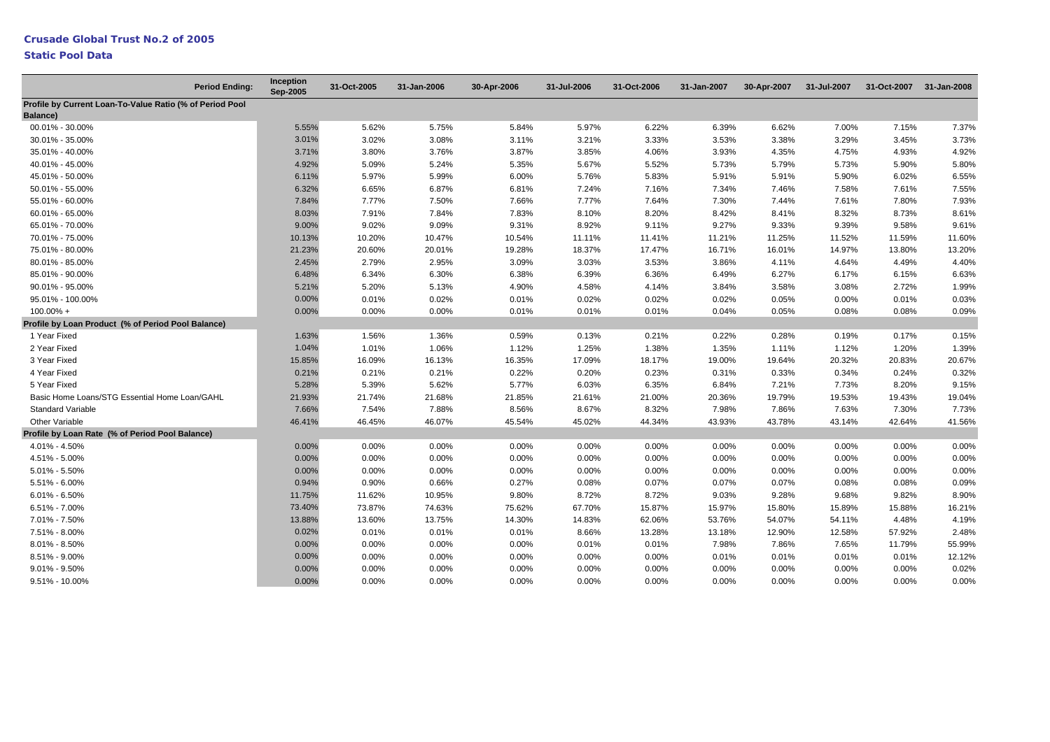# Crusade Global Trust No.2 of 2005

## Static Pool Data

| Period Ending: | Inception Sep-2005 | 31-Oct-2005 | 31-Jan-2006 | 30-Apr-2006 | 31-Jul-2006 | 31-Oct-2006 | 31-Jan-2007 | 30-Apr-2007 | 31-Jul-2007 | 31-Oct-2007 | 31-Jan-2008 |
|---|---|---|---|---|---|---|---|---|---|---|---|
| **Profile by Current Loan-To-Value Ratio (% of Period Pool Balance)** | | | | | | | | | | | |
| 00.01% - 30.00% | 5.55% | 5.62% | 5.75% | 5.84% | 5.97% | 6.22% | 6.39% | 6.62% | 7.00% | 7.15% | 7.37% |
| 30.01% - 35.00% | 3.01% | 3.02% | 3.08% | 3.11% | 3.21% | 3.33% | 3.53% | 3.38% | 3.29% | 3.45% | 3.73% |
| 35.01% - 40.00% | 3.71% | 3.80% | 3.76% | 3.87% | 3.85% | 4.06% | 3.93% | 4.35% | 4.75% | 4.93% | 4.92% |
| 40.01% - 45.00% | 4.92% | 5.09% | 5.24% | 5.35% | 5.67% | 5.52% | 5.73% | 5.79% | 5.73% | 5.90% | 5.80% |
| 45.01% - 50.00% | 6.11% | 5.97% | 5.99% | 6.00% | 5.76% | 5.83% | 5.91% | 5.91% | 5.90% | 6.02% | 6.55% |
| 50.01% - 55.00% | 6.32% | 6.65% | 6.87% | 6.81% | 7.24% | 7.16% | 7.34% | 7.46% | 7.58% | 7.61% | 7.55% |
| 55.01% - 60.00% | 7.84% | 7.77% | 7.50% | 7.66% | 7.77% | 7.64% | 7.30% | 7.44% | 7.61% | 7.80% | 7.93% |
| 60.01% - 65.00% | 8.03% | 7.91% | 7.84% | 7.83% | 8.10% | 8.20% | 8.42% | 8.41% | 8.32% | 8.73% | 8.61% |
| 65.01% - 70.00% | 9.00% | 9.02% | 9.09% | 9.31% | 8.92% | 9.11% | 9.27% | 9.33% | 9.39% | 9.58% | 9.61% |
| 70.01% - 75.00% | 10.13% | 10.20% | 10.47% | 10.54% | 11.11% | 11.41% | 11.21% | 11.25% | 11.52% | 11.59% | 11.60% |
| 75.01% - 80.00% | 21.23% | 20.60% | 20.01% | 19.28% | 18.37% | 17.47% | 16.71% | 16.01% | 14.97% | 13.80% | 13.20% |
| 80.01% - 85.00% | 2.45% | 2.79% | 2.95% | 3.09% | 3.03% | 3.53% | 3.86% | 4.11% | 4.64% | 4.49% | 4.40% |
| 85.01% - 90.00% | 6.48% | 6.34% | 6.30% | 6.38% | 6.39% | 6.36% | 6.49% | 6.27% | 6.17% | 6.15% | 6.63% |
| 90.01% - 95.00% | 5.21% | 5.20% | 5.13% | 4.90% | 4.58% | 4.14% | 3.84% | 3.58% | 3.08% | 2.72% | 1.99% |
| 95.01% - 100.00% | 0.00% | 0.01% | 0.02% | 0.01% | 0.02% | 0.02% | 0.02% | 0.05% | 0.00% | 0.01% | 0.03% |
| 100.00% + | 0.00% | 0.00% | 0.00% | 0.01% | 0.01% | 0.01% | 0.04% | 0.05% | 0.08% | 0.08% | 0.09% |
| **Profile by Loan Product (% of Period Pool Balance)** | | | | | | | | | | | |
| 1 Year Fixed | 1.63% | 1.56% | 1.36% | 0.59% | 0.13% | 0.21% | 0.22% | 0.28% | 0.19% | 0.17% | 0.15% |
| 2 Year Fixed | 1.04% | 1.01% | 1.06% | 1.12% | 1.25% | 1.38% | 1.35% | 1.11% | 1.12% | 1.20% | 1.39% |
| 3 Year Fixed | 15.85% | 16.09% | 16.13% | 16.35% | 17.09% | 18.17% | 19.00% | 19.64% | 20.32% | 20.83% | 20.67% |
| 4 Year Fixed | 0.21% | 0.21% | 0.21% | 0.22% | 0.20% | 0.23% | 0.31% | 0.33% | 0.34% | 0.24% | 0.32% |
| 5 Year Fixed | 5.28% | 5.39% | 5.62% | 5.77% | 6.03% | 6.35% | 6.84% | 7.21% | 7.73% | 8.20% | 9.15% |
| Basic Home Loans/STG Essential Home Loan/GAHL | 21.93% | 21.74% | 21.68% | 21.85% | 21.61% | 21.00% | 20.36% | 19.79% | 19.53% | 19.43% | 19.04% |
| Standard Variable | 7.66% | 7.54% | 7.88% | 8.56% | 8.67% | 8.32% | 7.98% | 7.86% | 7.63% | 7.30% | 7.73% |
| Other Variable | 46.41% | 46.45% | 46.07% | 45.54% | 45.02% | 44.34% | 43.93% | 43.78% | 43.14% | 42.64% | 41.56% |
| **Profile by Loan Rate (% of Period Pool Balance)** | | | | | | | | | | | |
| 4.01% - 4.50% | 0.00% | 0.00% | 0.00% | 0.00% | 0.00% | 0.00% | 0.00% | 0.00% | 0.00% | 0.00% | 0.00% |
| 4.51% - 5.00% | 0.00% | 0.00% | 0.00% | 0.00% | 0.00% | 0.00% | 0.00% | 0.00% | 0.00% | 0.00% | 0.00% |
| 5.01% - 5.50% | 0.00% | 0.00% | 0.00% | 0.00% | 0.00% | 0.00% | 0.00% | 0.00% | 0.00% | 0.00% | 0.00% |
| 5.51% - 6.00% | 0.94% | 0.90% | 0.66% | 0.27% | 0.08% | 0.07% | 0.07% | 0.07% | 0.08% | 0.08% | 0.09% |
| 6.01% - 6.50% | 11.75% | 11.62% | 10.95% | 9.80% | 8.72% | 8.72% | 9.03% | 9.28% | 9.68% | 9.82% | 8.90% |
| 6.51% - 7.00% | 73.40% | 73.87% | 74.63% | 75.62% | 67.70% | 15.87% | 15.97% | 15.80% | 15.89% | 15.88% | 16.21% |
| 7.01% - 7.50% | 13.88% | 13.60% | 13.75% | 14.30% | 14.83% | 62.06% | 53.76% | 54.07% | 54.11% | 4.48% | 4.19% |
| 7.51% - 8.00% | 0.02% | 0.01% | 0.01% | 0.01% | 8.66% | 13.28% | 13.18% | 12.90% | 12.58% | 57.92% | 2.48% |
| 8.01% - 8.50% | 0.00% | 0.00% | 0.00% | 0.00% | 0.01% | 0.01% | 7.98% | 7.86% | 7.65% | 11.79% | 55.99% |
| 8.51% - 9.00% | 0.00% | 0.00% | 0.00% | 0.00% | 0.00% | 0.00% | 0.01% | 0.01% | 0.01% | 0.01% | 12.12% |
| 9.01% - 9.50% | 0.00% | 0.00% | 0.00% | 0.00% | 0.00% | 0.00% | 0.00% | 0.00% | 0.00% | 0.00% | 0.02% |
| 9.51% - 10.00% | 0.00% | 0.00% | 0.00% | 0.00% | 0.00% | 0.00% | 0.00% | 0.00% | 0.00% | 0.00% | 0.00% |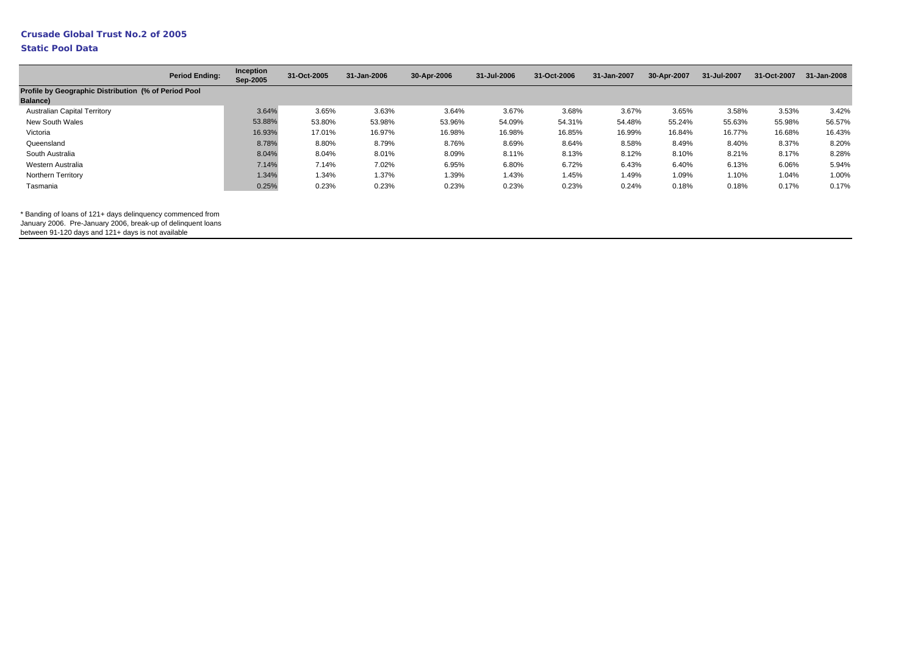## Crusade Global Trust No.2 of 2005

### Static Pool Data

| Period Ending: | Inception Sep-2005 | 31-Oct-2005 | 31-Jan-2006 | 30-Apr-2006 | 31-Jul-2006 | 31-Oct-2006 | 31-Jan-2007 | 30-Apr-2007 | 31-Jul-2007 | 31-Oct-2007 | 31-Jan-2008 |
|---|---|---|---|---|---|---|---|---|---|---|---|
| **Profile by Geographic Distribution (% of Period Pool Balance)** | | | | | | | | | | | |
| Australian Capital Territory | 3.64% | 3.65% | 3.63% | 3.64% | 3.67% | 3.68% | 3.67% | 3.65% | 3.58% | 3.53% | 3.42% |
| New South Wales | 53.88% | 53.80% | 53.98% | 53.96% | 54.09% | 54.31% | 54.48% | 55.24% | 55.63% | 55.98% | 56.57% |
| Victoria | 16.93% | 17.01% | 16.97% | 16.98% | 16.98% | 16.85% | 16.99% | 16.84% | 16.77% | 16.68% | 16.43% |
| Queensland | 8.78% | 8.80% | 8.79% | 8.76% | 8.69% | 8.64% | 8.58% | 8.49% | 8.40% | 8.37% | 8.20% |
| South Australia | 8.04% | 8.04% | 8.01% | 8.09% | 8.11% | 8.13% | 8.12% | 8.10% | 8.21% | 8.17% | 8.28% |
| Western Australia | 7.14% | 7.14% | 7.02% | 6.95% | 6.80% | 6.72% | 6.43% | 6.40% | 6.13% | 6.06% | 5.94% |
| Northern Territory | 1.34% | 1.34% | 1.37% | 1.39% | 1.43% | 1.45% | 1.49% | 1.09% | 1.10% | 1.04% | 1.00% |
| Tasmania | 0.25% | 0.23% | 0.23% | 0.23% | 0.23% | 0.23% | 0.24% | 0.18% | 0.18% | 0.17% | 0.17% |

* Banding of loans of 121+ days delinquency commenced from January 2006. Pre-January 2006, break-up of delinquent loans between 91-120 days and 121+ days is not available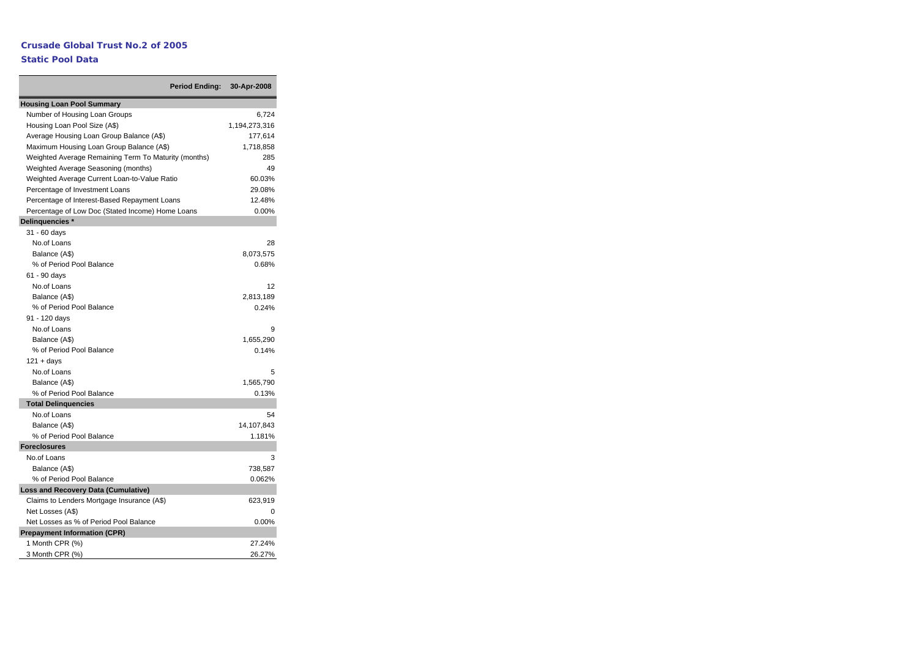**Crusade Global Trust No.2 of 2005**

**Static Pool Data**

| Period Ending: | 30-Apr-2008 |
| --- | --- |
| **Housing Loan Pool Summary** | |
| Number of Housing Loan Groups | 6,724 |
| Housing Loan Pool Size (A$) | 1,194,273,316 |
| Average Housing Loan Group Balance (A$) | 177,614 |
| Maximum Housing Loan Group Balance (A$) | 1,718,858 |
| Weighted Average Remaining Term To Maturity (months) | 285 |
| Weighted Average Seasoning (months) | 49 |
| Weighted Average Current Loan-to-Value Ratio | 60.03% |
| Percentage of Investment Loans | 29.08% |
| Percentage of Interest-Based Repayment Loans | 12.48% |
| Percentage of Low Doc (Stated Income) Home Loans | 0.00% |
| **Delinquencies *** | |
| 31 - 60 days | |
| No.of Loans | 28 |
| Balance (A$) | 8,073,575 |
| % of Period Pool Balance | 0.68% |
| 61 - 90 days | |
| No.of Loans | 12 |
| Balance (A$) | 2,813,189 |
| % of Period Pool Balance | 0.24% |
| 91 - 120 days | |
| No.of Loans | 9 |
| Balance (A$) | 1,655,290 |
| % of Period Pool Balance | 0.14% |
| 121 + days | |
| No.of Loans | 5 |
| Balance (A$) | 1,565,790 |
| % of Period Pool Balance | 0.13% |
| **Total Delinquencies** | |
| No.of Loans | 54 |
| Balance (A$) | 14,107,843 |
| % of Period Pool Balance | 1.181% |
| **Foreclosures** | |
| No.of Loans | 3 |
| Balance (A$) | 738,587 |
| % of Period Pool Balance | 0.062% |
| **Loss and Recovery Data (Cumulative)** | |
| Claims to Lenders Mortgage Insurance (A$) | 623,919 |
| Net Losses (A$) | 0 |
| Net Losses as % of Period Pool Balance | 0.00% |
| **Prepayment Information (CPR)** | |
| 1 Month CPR (%) | 27.24% |
| 3 Month CPR (%) | 26.27% |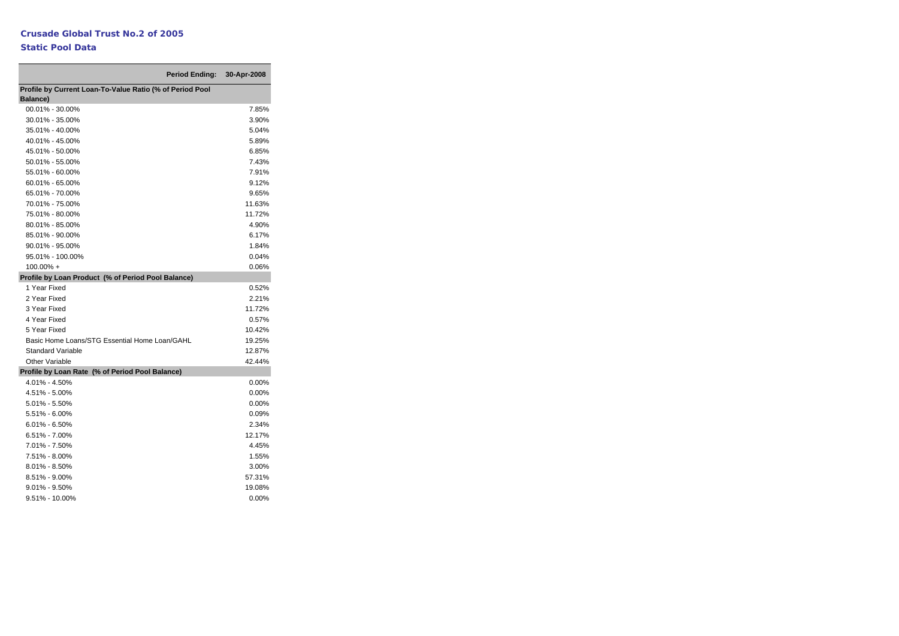# Crusade Global Trust No.2 of 2005

## Static Pool Data

| Period Ending: | 30-Apr-2008 |
|---|---|
| **Profile by Current Loan-To-Value Ratio (% of Period Pool Balance)** | |
| 00.01% - 30.00% | 7.85% |
| 30.01% - 35.00% | 3.90% |
| 35.01% - 40.00% | 5.04% |
| 40.01% - 45.00% | 5.89% |
| 45.01% - 50.00% | 6.85% |
| 50.01% - 55.00% | 7.43% |
| 55.01% - 60.00% | 7.91% |
| 60.01% - 65.00% | 9.12% |
| 65.01% - 70.00% | 9.65% |
| 70.01% - 75.00% | 11.63% |
| 75.01% - 80.00% | 11.72% |
| 80.01% - 85.00% | 4.90% |
| 85.01% - 90.00% | 6.17% |
| 90.01% - 95.00% | 1.84% |
| 95.01% - 100.00% | 0.04% |
| 100.00% + | 0.06% |
| **Profile by Loan Product (% of Period Pool Balance)** | |
| 1 Year Fixed | 0.52% |
| 2 Year Fixed | 2.21% |
| 3 Year Fixed | 11.72% |
| 4 Year Fixed | 0.57% |
| 5 Year Fixed | 10.42% |
| Basic Home Loans/STG Essential Home Loan/GAHL | 19.25% |
| Standard Variable | 12.87% |
| Other Variable | 42.44% |
| **Profile by Loan Rate (% of Period Pool Balance)** | |
| 4.01% - 4.50% | 0.00% |
| 4.51% - 5.00% | 0.00% |
| 5.01% - 5.50% | 0.00% |
| 5.51% - 6.00% | 0.09% |
| 6.01% - 6.50% | 2.34% |
| 6.51% - 7.00% | 12.17% |
| 7.01% - 7.50% | 4.45% |
| 7.51% - 8.00% | 1.55% |
| 8.01% - 8.50% | 3.00% |
| 8.51% - 9.00% | 57.31% |
| 9.01% - 9.50% | 19.08% |
| 9.51% - 10.00% | 0.00% |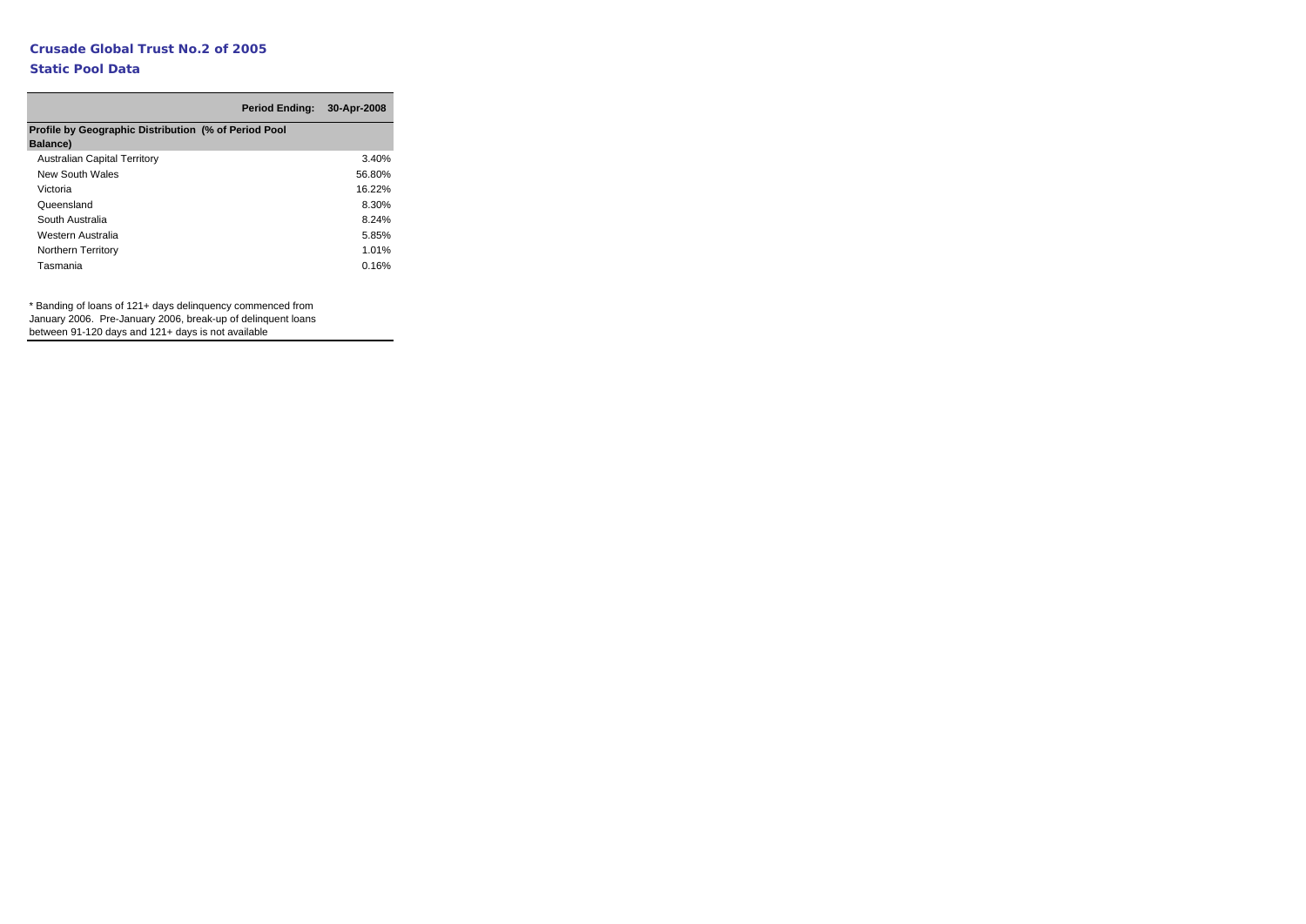**Crusade Global Trust No.2 of 2005**

**Static Pool Data**

| Period Ending: | 30-Apr-2008 |
|---|---|
| **Profile by Geographic Distribution (% of Period Pool Balance)** | |
| Australian Capital Territory | 3.40% |
| New South Wales | 56.80% |
| Victoria | 16.22% |
| Queensland | 8.30% |
| South Australia | 8.24% |
| Western Australia | 5.85% |
| Northern Territory | 1.01% |
| Tasmania | 0.16% |

* Banding of loans of 121+ days delinquency commenced from January 2006. Pre-January 2006, break-up of delinquent loans between 91-120 days and 121+ days is not available